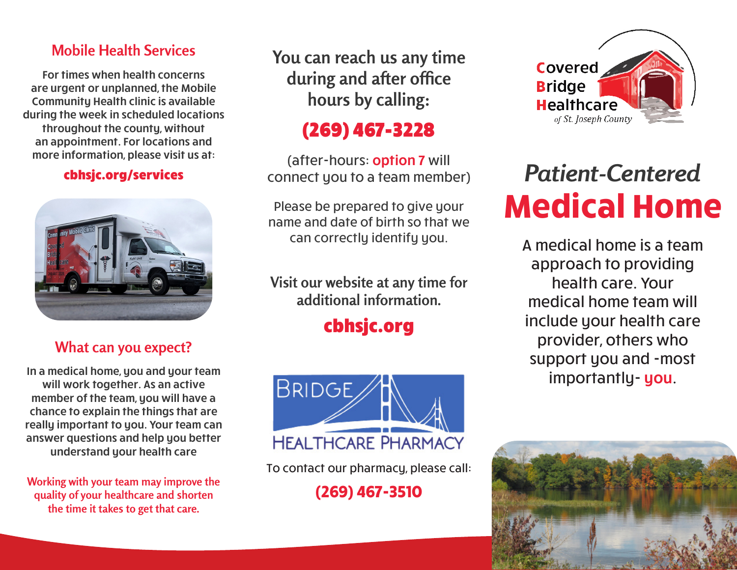## Mobile Health Services

For times when health concerns are urgent or unplanned, the Mobile Community Health clinic is available during the week in scheduled locations throughout the county, without an appointment. For locations and more information, please visit us at:

**cbhsjc.org/services**

## What can you expect?

In a medical home, you and your team will work together. As an active member of the team, you will have a chance to explain the things that are really important to you. Your team can answer questions and help you better understand your health care

Working with your team may improve the quality of your healthcare and shorten the time it takes to get that care.

## You can reach us any time during and after office hours by calling:

**(269) 467-3228**

(after-hours: option 7 will connect you to a team member)

Please be prepared to give your name and date of birth so that we can correctly identify you.

### Visit our website at any time for additional information.

**cbhsjc.org**

BRIDGE HEALTHCARE PHARMACY

To contact our pharmacy, please call:

**(269) 467-3510**

Covered Bridge Healthcare *of St. Joseph County*

# *Patient-Centered* Medical Home

A medical home is a team approach to providing health care. Your medical home team will include your health care provider, others who support you and -most importantly- **you**.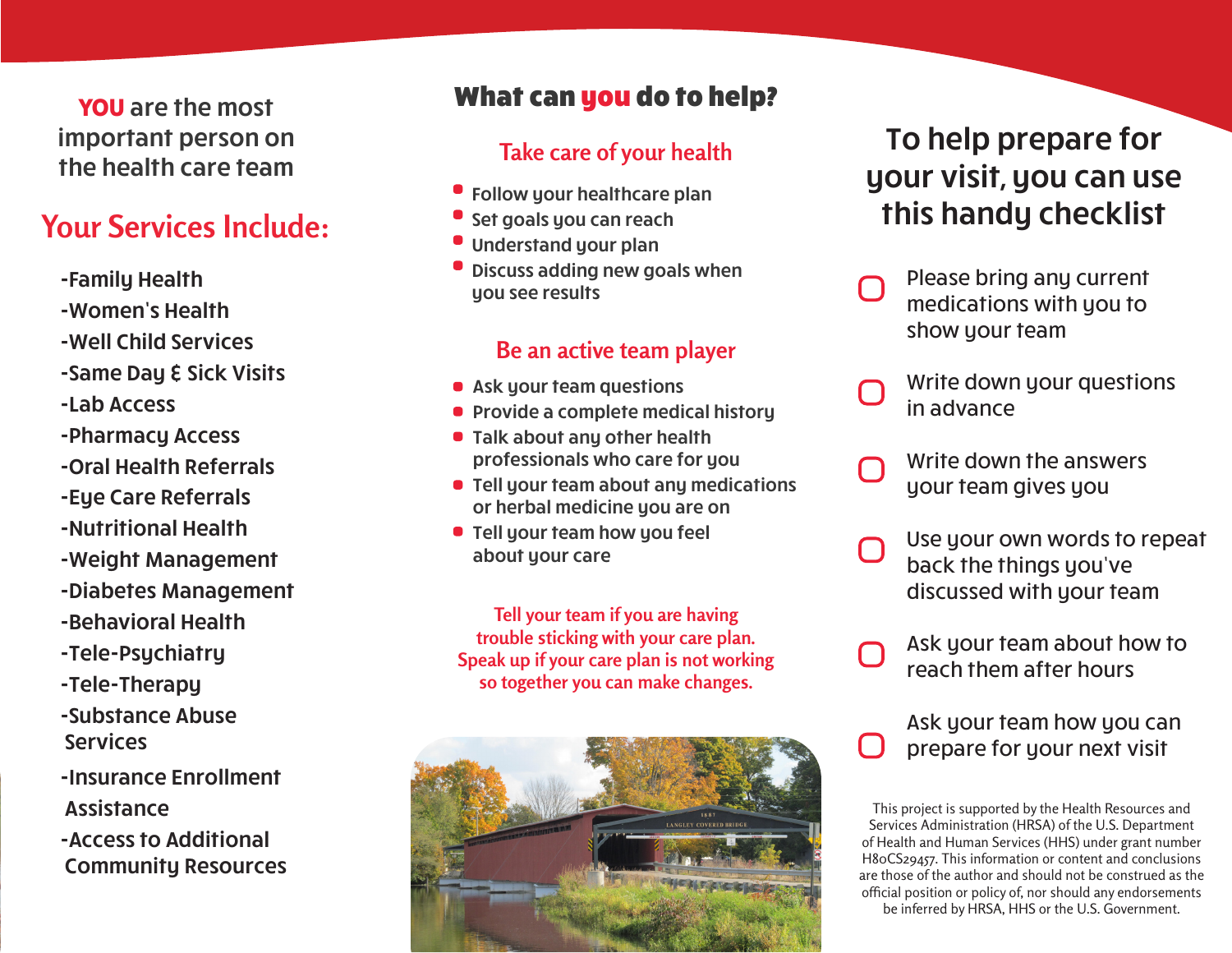**YOU** are the most important person on the health care team

## Your Services Include:

- Family Health
- Women's Health
- Well Child Services
- Same Day & Sick Visits
- Lab Access
- Pharmacy Access
- Oral Health Referrals
- Eye Care Referrals
- Nutritional Health
- Weight Management
- Diabetes Management
- Behavioral Health
- Tele-Psychiatry
- Tele-Therapy
- Substance Abuse Services
- Insurance Enrollment Assistance
- Access to Additional Community Resources

## What can you do to help?

### Take care of your health

- Follow your healthcare plan
- Set goals you can reach
- Understand your plan
- Discuss adding new goals when you see results

### Be an active team player

- Ask your team questions
- Provide a complete medical history
- Talk about any other health professionals who care for you
- Tell your team about any medications or herbal medicine you are on
- Tell your team how you feel about your care

Tell your team if you are having trouble sticking with your care plan. Speak up if your care plan is not working so together you can make changes.

## To help prepare for your visit, you can use this handy checklist

- [ ] Please bring any current medications with you to show your team
- [ ] Write down your questions in advance
- [ ] Write down the answers your team gives you
- [ ] Use your own words to repeat back the things you've discussed with your team
- [ ] Ask your team about how to reach them after hours
- [ ] Ask your team how you can prepare for your next visit

This project is supported by the Health Resources and Services Administration (HRSA) of the U.S. Department of Health and Human Services (HHS) under grant number H80CS29457. This information or content and conclusions are those of the author and should not be construed as the official position or policy of, nor should any endorsements be inferred by HRSA, HHS or the U.S. Government.